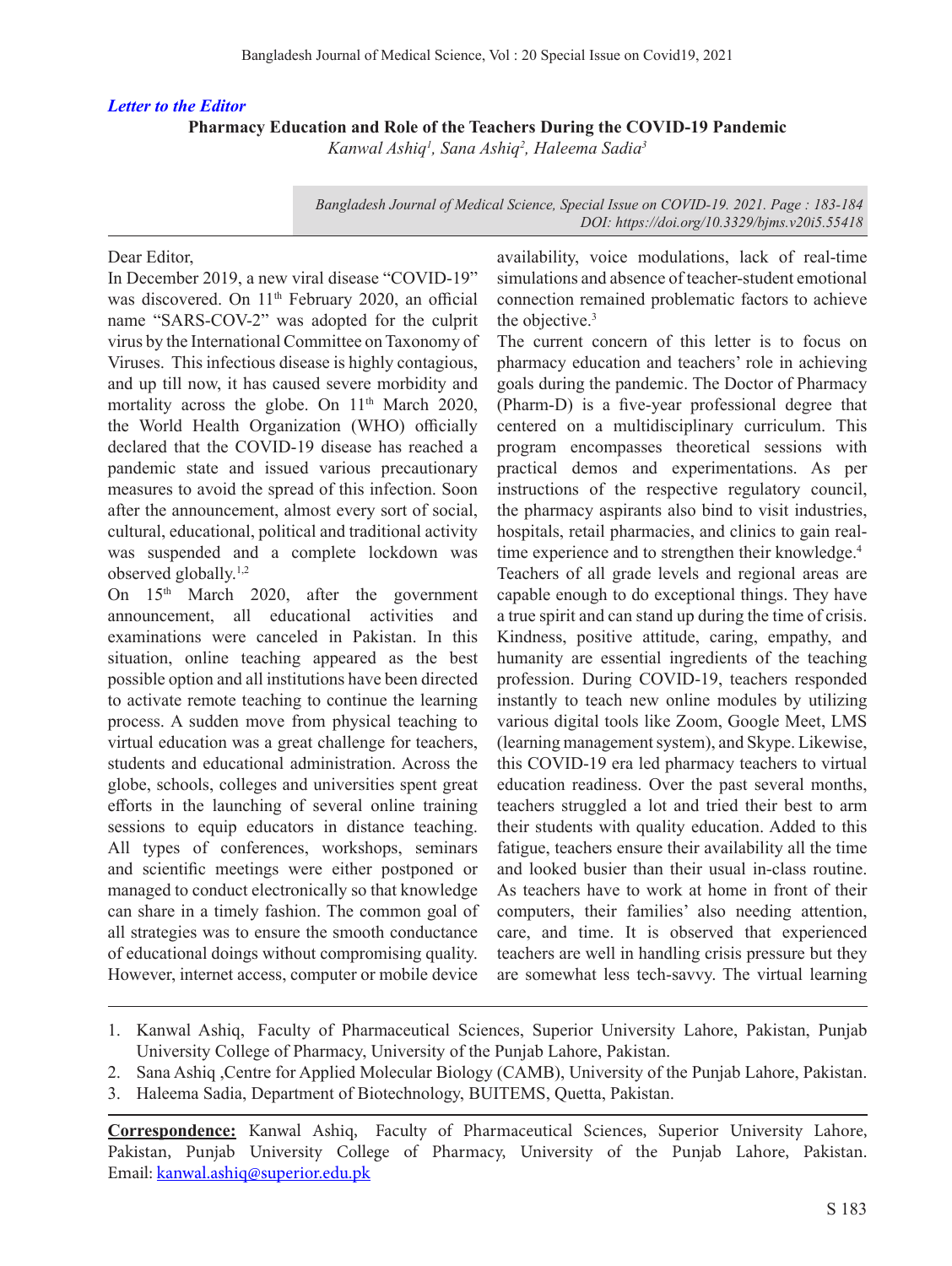*Letter to the Editor*

# Pharmacy Education and Role of the Teachers During the COVID-19 Pandemic

*Kanwal Ashiq[1], Sana Ashiq[2], Haleema Sadia[3]*

*Bangladesh Journal of Medical Science, Special Issue on COVID-19. 2021. Page : 183-184*
*DOI: https://doi.org/10.3329/bjms.v20i5.55418*

Dear Editor,

In December 2019, a new viral disease "COVID-19" was discovered. On 11th February 2020, an official name "SARS-COV-2" was adopted for the culprit virus by the International Committee on Taxonomy of Viruses. This infectious disease is highly contagious, and up till now, it has caused severe morbidity and mortality across the globe. On 11th March 2020, the World Health Organization (WHO) officially declared that the COVID-19 disease has reached a pandemic state and issued various precautionary measures to avoid the spread of this infection. Soon after the announcement, almost every sort of social, cultural, educational, political and traditional activity was suspended and a complete lockdown was observed globally.[1,2]

On 15th March 2020, after the government announcement, all educational activities and examinations were canceled in Pakistan. In this situation, online teaching appeared as the best possible option and all institutions have been directed to activate remote teaching to continue the learning process. A sudden move from physical teaching to virtual education was a great challenge for teachers, students and educational administration. Across the globe, schools, colleges and universities spent great efforts in the launching of several online training sessions to equip educators in distance teaching. All types of conferences, workshops, seminars and scientific meetings were either postponed or managed to conduct electronically so that knowledge can share in a timely fashion. The common goal of all strategies was to ensure the smooth conductance of educational doings without compromising quality. However, internet access, computer or mobile device availability, voice modulations, lack of real-time simulations and absence of teacher-student emotional connection remained problematic factors to achieve the objective.[3]

The current concern of this letter is to focus on pharmacy education and teachers' role in achieving goals during the pandemic. The Doctor of Pharmacy (Pharm-D) is a five-year professional degree that centered on a multidisciplinary curriculum. This program encompasses theoretical sessions with practical demos and experimentations. As per instructions of the respective regulatory council, the pharmacy aspirants also bind to visit industries, hospitals, retail pharmacies, and clinics to gain real-time experience and to strengthen their knowledge.[4]

Teachers of all grade levels and regional areas are capable enough to do exceptional things. They have a true spirit and can stand up during the time of crisis. Kindness, positive attitude, caring, empathy, and humanity are essential ingredients of the teaching profession. During COVID-19, teachers responded instantly to teach new online modules by utilizing various digital tools like Zoom, Google Meet, LMS (learning management system), and Skype. Likewise, this COVID-19 era led pharmacy teachers to virtual education readiness. Over the past several months, teachers struggled a lot and tried their best to arm their students with quality education. Added to this fatigue, teachers ensure their availability all the time and looked busier than their usual in-class routine. As teachers have to work at home in front of their computers, their families' also needing attention, care, and time. It is observed that experienced teachers are well in handling crisis pressure but they are somewhat less tech-savvy. The virtual learning

---

1. Kanwal Ashiq, Faculty of Pharmaceutical Sciences, Superior University Lahore, Pakistan, Punjab University College of Pharmacy, University of the Punjab Lahore, Pakistan.
2. Sana Ashiq ,Centre for Applied Molecular Biology (CAMB), University of the Punjab Lahore, Pakistan.
3. Haleema Sadia, Department of Biotechnology, BUITEMS, Quetta, Pakistan.

**Correspondence:** Kanwal Ashiq, Faculty of Pharmaceutical Sciences, Superior University Lahore, Pakistan, Punjab University College of Pharmacy, University of the Punjab Lahore, Pakistan. Email: kanwal.ashiq@superior.edu.pk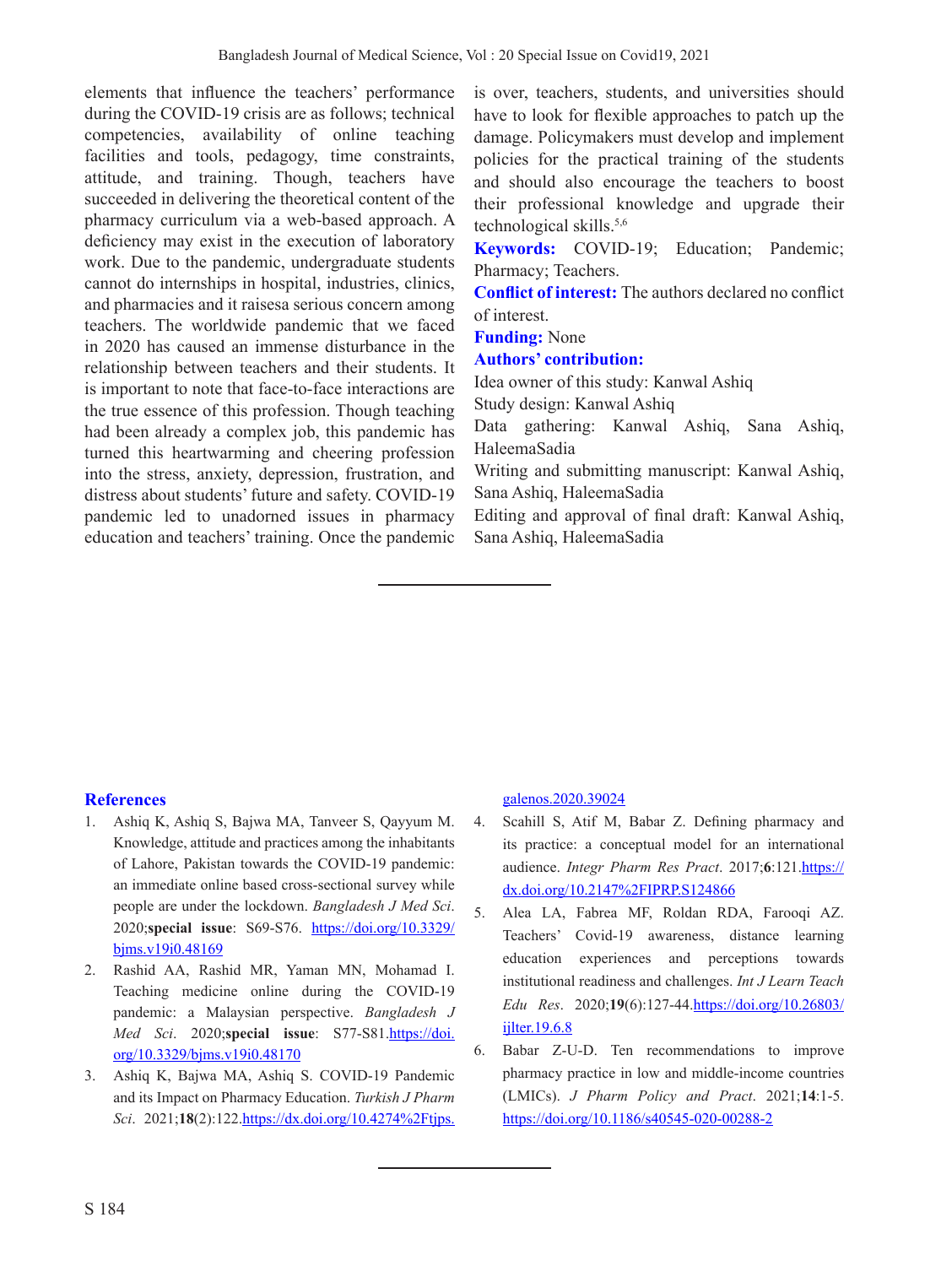elements that influence the teachers' performance during the COVID-19 crisis are as follows; technical competencies, availability of online teaching facilities and tools, pedagogy, time constraints, attitude, and training. Though, teachers have succeeded in delivering the theoretical content of the pharmacy curriculum via a web-based approach. A deficiency may exist in the execution of laboratory work. Due to the pandemic, undergraduate students cannot do internships in hospital, industries, clinics, and pharmacies and it raisesa serious concern among teachers. The worldwide pandemic that we faced in 2020 has caused an immense disturbance in the relationship between teachers and their students. It is important to note that face-to-face interactions are the true essence of this profession. Though teaching had been already a complex job, this pandemic has turned this heartwarming and cheering profession into the stress, anxiety, depression, frustration, and distress about students' future and safety. COVID-19 pandemic led to unadorned issues in pharmacy education and teachers' training. Once the pandemic is over, teachers, students, and universities should have to look for flexible approaches to patch up the damage. Policymakers must develop and implement policies for the practical training of the students and should also encourage the teachers to boost their professional knowledge and upgrade their technological skills.[5,6]

**Keywords:** COVID-19; Education; Pandemic; Pharmacy; Teachers.

**Conflict of interest:** The authors declared no conflict of interest.

**Funding:** None

**Authors' contribution:**

Idea owner of this study: Kanwal Ashiq

Study design: Kanwal Ashiq

Data gathering: Kanwal Ashiq, Sana Ashiq, HaleemaSadia

Writing and submitting manuscript: Kanwal Ashiq, Sana Ashiq, HaleemaSadia

Editing and approval of final draft: Kanwal Ashiq, Sana Ashiq, HaleemaSadia

## References

1. Ashiq K, Ashiq S, Bajwa MA, Tanveer S, Qayyum M. Knowledge, attitude and practices among the inhabitants of Lahore, Pakistan towards the COVID-19 pandemic: an immediate online based cross-sectional survey while people are under the lockdown. *Bangladesh J Med Sci*. 2020;**special issue**: S69-S76. https://doi.org/10.3329/bjms.v19i0.48169
2. Rashid AA, Rashid MR, Yaman MN, Mohamad I. Teaching medicine online during the COVID-19 pandemic: a Malaysian perspective. *Bangladesh J Med Sci*. 2020;**special issue**: S77-S81.https://doi.org/10.3329/bjms.v19i0.48170
3. Ashiq K, Bajwa MA, Ashiq S. COVID-19 Pandemic and its Impact on Pharmacy Education. *Turkish J Pharm Sci*. 2021;**18**(2):122.https://dx.doi.org/10.4274%2Ftjps.galenos.2020.39024
4. Scahill S, Atif M, Babar Z. Defining pharmacy and its practice: a conceptual model for an international audience. *Integr Pharm Res Pract*. 2017;**6**:121.https://dx.doi.org/10.2147%2FIPRP.S124866
5. Alea LA, Fabrea MF, Roldan RDA, Farooqi AZ. Teachers' Covid-19 awareness, distance learning education experiences and perceptions towards institutional readiness and challenges. *Int J Learn Teach Edu Res*. 2020;**19**(6):127-44.https://doi.org/10.26803/ijlter.19.6.8
6. Babar Z-U-D. Ten recommendations to improve pharmacy practice in low and middle-income countries (LMICs). *J Pharm Policy and Pract*. 2021;**14**:1-5. https://doi.org/10.1186/s40545-020-00288-2